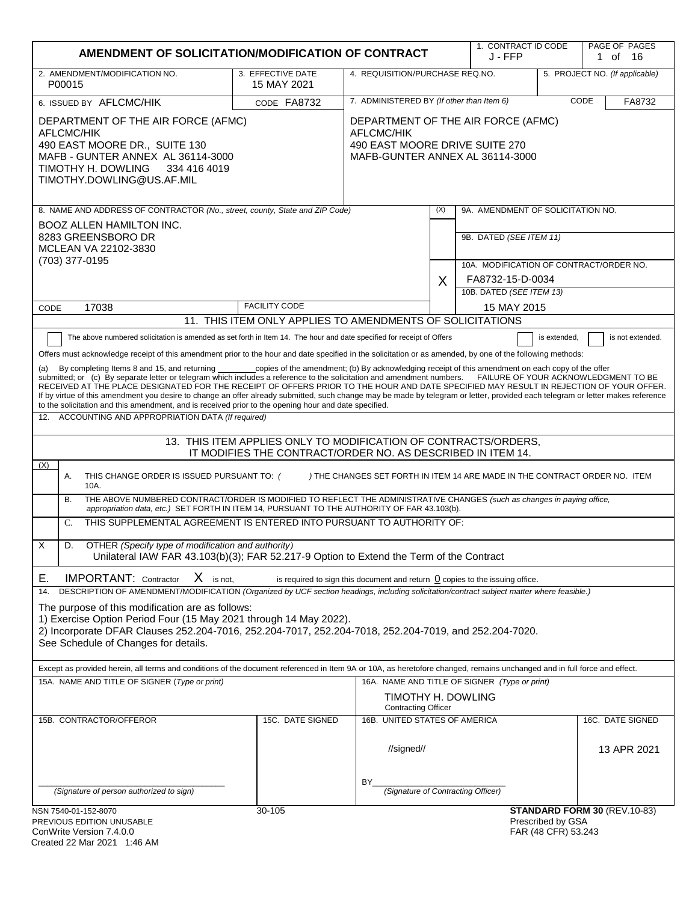# AMENDMENT OF SOLICITATION/MODIFICATION OF CONTRACT

| Field | Value |
|---|---|
| 1. CONTRACT ID CODE | J - FFP |
| PAGE OF PAGES | 1 of 16 |
| 2. AMENDMENT/MODIFICATION NO. | P00015 |
| 3. EFFECTIVE DATE | 15 MAY 2021 |
| 4. REQUISITION/PURCHASE REQ.NO. | |
| 5. PROJECT NO. (If applicable) | |
| 6. ISSUED BY | AFLCMC/HIK — CODE FA8732 |
| 7. ADMINISTERED BY (If other than Item 6) | CODE FA8732 |

**6. ISSUED BY:**
DEPARTMENT OF THE AIR FORCE (AFMC)
AFLCMC/HIK
490 EAST MOORE DR., SUITE 130
MAFB - GUNTER ANNEX AL 36114-3000
TIMOTHY H. DOWLING 334 416 4019
TIMOTHY.DOWLING@US.AF.MIL

**7. ADMINISTERED BY:**
DEPARTMENT OF THE AIR FORCE (AFMC)
AFLCMC/HIK
490 EAST MOORE DRIVE SUITE 270
MAFB-GUNTER ANNEX AL 36114-3000

**8. NAME AND ADDRESS OF CONTRACTOR** *(No., street, county, State and ZIP Code)*
BOOZ ALLEN HAMILTON INC.
8283 GREENSBORO DR
MCLEAN VA 22102-3830
(703) 377-0195

CODE 17038 FACILITY CODE

9A. AMENDMENT OF SOLICITATION NO.

9B. DATED *(SEE ITEM 11)*

X 10A. MODIFICATION OF CONTRACT/ORDER NO. FA8732-15-D-0034

10B. DATED *(SEE ITEM 13)* 15 MAY 2015

## 11. THIS ITEM ONLY APPLIES TO AMENDMENTS OF SOLICITATIONS

☐ The above numbered solicitation is amended as set forth in Item 14. The hour and date specified for receipt of Offers ☐ is extended, ☐ is not extended.

Offers must acknowledge receipt of this amendment prior to the hour and date specified in the solicitation or as amended, by one of the following methods:

(a) By completing Items 8 and 15, and returning ________ copies of the amendment; (b) By acknowledging receipt of this amendment on each copy of the offer submitted; or (c) By separate letter or telegram which includes a reference to the solicitation and amendment numbers. FAILURE OF YOUR ACKNOWLEDGMENT TO BE RECEIVED AT THE PLACE DESIGNATED FOR THE RECEIPT OF OFFERS PRIOR TO THE HOUR AND DATE SPECIFIED MAY RESULT IN REJECTION OF YOUR OFFER. If by virtue of this amendment you desire to change an offer already submitted, such change may be made by telegram or letter, provided each telegram or letter makes reference to the solicitation and this amendment, and is received prior to the opening hour and date specified.

12. ACCOUNTING AND APPROPRIATION DATA *(If required)*

## 13. THIS ITEM APPLIES ONLY TO MODIFICATION OF CONTRACTS/ORDERS, IT MODIFIES THE CONTRACT/ORDER NO. AS DESCRIBED IN ITEM 14.

| (X) | |
|---|---|
| | A. THIS CHANGE ORDER IS ISSUED PURSUANT TO: ( ) THE CHANGES SET FORTH IN ITEM 14 ARE MADE IN THE CONTRACT ORDER NO. ITEM 10A. |
| | B. THE ABOVE NUMBERED CONTRACT/ORDER IS MODIFIED TO REFLECT THE ADMINISTRATIVE CHANGES *(such as changes in paying office, appropriation data, etc.)* SET FORTH IN ITEM 14, PURSUANT TO THE AUTHORITY OF FAR 43.103(b). |
| | C. THIS SUPPLEMENTAL AGREEMENT IS ENTERED INTO PURSUANT TO AUTHORITY OF: |
| X | D. OTHER *(Specify type of modification and authority)* Unilateral IAW FAR 43.103(b)(3); FAR 52.217-9 Option to Extend the Term of the Contract |

E. IMPORTANT: Contractor X is not, ☐ is required to sign this document and return 0 copies to the issuing office.

14. DESCRIPTION OF AMENDMENT/MODIFICATION *(Organized by UCF section headings, including solicitation/contract subject matter where feasible.)*

The purpose of this modification are as follows:
1) Exercise Option Period Four (15 May 2021 through 14 May 2022).
2) Incorporate DFAR Clauses 252.204-7016, 252.204-7017, 252.204-7018, 252.204-7019, and 252.204-7020.
See Schedule of Changes for details.

Except as provided herein, all terms and conditions of the document referenced in Item 9A or 10A, as heretofore changed, remains unchanged and in full force and effect.

| 15A. NAME AND TITLE OF SIGNER (Type or print) | | 16A. NAME AND TITLE OF SIGNER (Type or print) | |
|---|---|---|---|
| | | TIMOTHY H. DOWLING, Contracting Officer | |
| **15B. CONTRACTOR/OFFEROR** | **15C. DATE SIGNED** | **16B. UNITED STATES OF AMERICA** | **16C. DATE SIGNED** |
| *(Signature of person authorized to sign)* | | //signed// BY *(Signature of Contracting Officer)* | 13 APR 2021 |

NSN 7540-01-152-8070 30-105 **STANDARD FORM 30** (REV.10-83)
PREVIOUS EDITION UNUSABLE Prescribed by GSA
ConWrite Version 7.4.0.0 FAR (48 CFR) 53.243
Created 22 Mar 2021 1:46 AM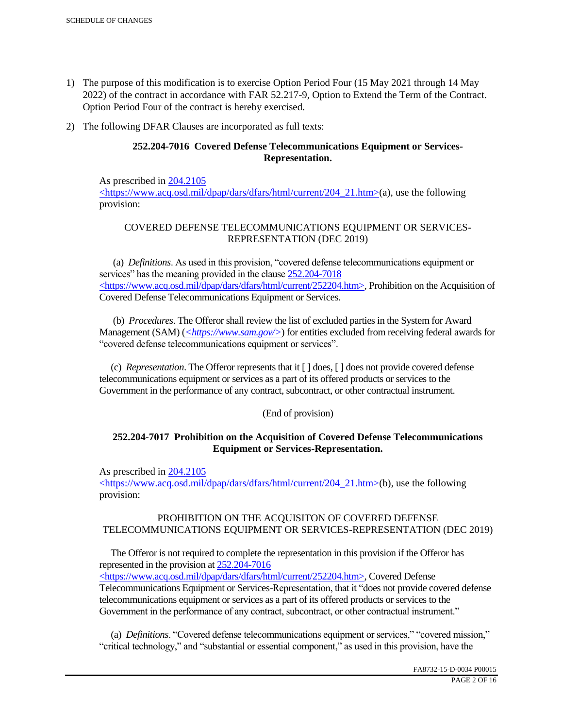1) The purpose of this modification is to exercise Option Period Four (15 May 2021 through 14 May 2022) of the contract in accordance with FAR 52.217-9, Option to Extend the Term of the Contract. Option Period Four of the contract is hereby exercised.

2) The following DFAR Clauses are incorporated as full texts:

**252.204-7016 Covered Defense Telecommunications Equipment or Services-Representation.**

As prescribed in 204.2105 <https://www.acq.osd.mil/dpap/dars/dfars/html/current/204_21.htm>(a), use the following provision:

COVERED DEFENSE TELECOMMUNICATIONS EQUIPMENT OR SERVICES-REPRESENTATION (DEC 2019)

(a) *Definitions*. As used in this provision, "covered defense telecommunications equipment or services" has the meaning provided in the clause 252.204-7018 <https://www.acq.osd.mil/dpap/dars/dfars/html/current/252204.htm>, Prohibition on the Acquisition of Covered Defense Telecommunications Equipment or Services.

(b) *Procedures*. The Offeror shall review the list of excluded parties in the System for Award Management (SAM) (*<https://www.sam.gov/>*) for entities excluded from receiving federal awards for "covered defense telecommunications equipment or services".

(c) *Representation*. The Offeror represents that it [ ] does, [ ] does not provide covered defense telecommunications equipment or services as a part of its offered products or services to the Government in the performance of any contract, subcontract, or other contractual instrument.

(End of provision)

**252.204-7017 Prohibition on the Acquisition of Covered Defense Telecommunications Equipment or Services-Representation.**

As prescribed in 204.2105 <https://www.acq.osd.mil/dpap/dars/dfars/html/current/204_21.htm>(b), use the following provision:

PROHIBITION ON THE ACQUISITON OF COVERED DEFENSE TELECOMMUNICATIONS EQUIPMENT OR SERVICES-REPRESENTATION (DEC 2019)

The Offeror is not required to complete the representation in this provision if the Offeror has represented in the provision at 252.204-7016 <https://www.acq.osd.mil/dpap/dars/dfars/html/current/252204.htm>, Covered Defense Telecommunications Equipment or Services-Representation, that it "does not provide covered defense telecommunications equipment or services as a part of its offered products or services to the Government in the performance of any contract, subcontract, or other contractual instrument."

(a) *Definitions*. "Covered defense telecommunications equipment or services," "covered mission," "critical technology," and "substantial or essential component," as used in this provision, have the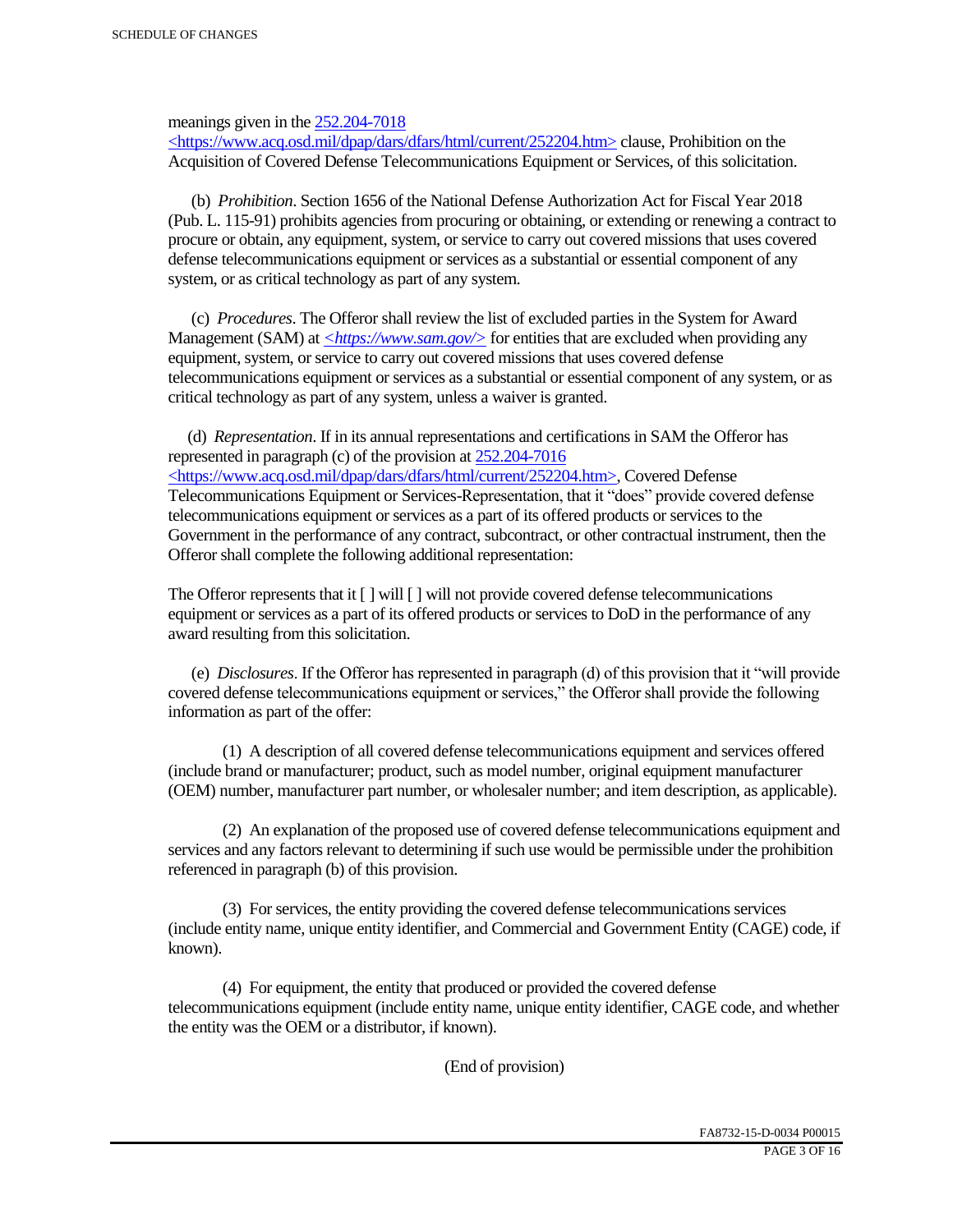meanings given in the [252.204-7018](https://www.acq.osd.mil/dpap/dars/dfars/html/current/252204.htm) <https://www.acq.osd.mil/dpap/dars/dfars/html/current/252204.htm> clause, Prohibition on the Acquisition of Covered Defense Telecommunications Equipment or Services, of this solicitation.

(b) *Prohibition*. Section 1656 of the National Defense Authorization Act for Fiscal Year 2018 (Pub. L. 115-91) prohibits agencies from procuring or obtaining, or extending or renewing a contract to procure or obtain, any equipment, system, or service to carry out covered missions that uses covered defense telecommunications equipment or services as a substantial or essential component of any system, or as critical technology as part of any system.

(c) *Procedures*. The Offeror shall review the list of excluded parties in the System for Award Management (SAM) at *<https://www.sam.gov/>* for entities that are excluded when providing any equipment, system, or service to carry out covered missions that uses covered defense telecommunications equipment or services as a substantial or essential component of any system, or as critical technology as part of any system, unless a waiver is granted.

(d) *Representation*. If in its annual representations and certifications in SAM the Offeror has represented in paragraph (c) of the provision at [252.204-7016](https://www.acq.osd.mil/dpap/dars/dfars/html/current/252204.htm) <https://www.acq.osd.mil/dpap/dars/dfars/html/current/252204.htm>, Covered Defense Telecommunications Equipment or Services-Representation, that it "does" provide covered defense telecommunications equipment or services as a part of its offered products or services to the Government in the performance of any contract, subcontract, or other contractual instrument, then the Offeror shall complete the following additional representation:

The Offeror represents that it [ ] will [ ] will not provide covered defense telecommunications equipment or services as a part of its offered products or services to DoD in the performance of any award resulting from this solicitation.

(e) *Disclosures*. If the Offeror has represented in paragraph (d) of this provision that it "will provide covered defense telecommunications equipment or services," the Offeror shall provide the following information as part of the offer:

(1) A description of all covered defense telecommunications equipment and services offered (include brand or manufacturer; product, such as model number, original equipment manufacturer (OEM) number, manufacturer part number, or wholesaler number; and item description, as applicable).

(2) An explanation of the proposed use of covered defense telecommunications equipment and services and any factors relevant to determining if such use would be permissible under the prohibition referenced in paragraph (b) of this provision.

(3) For services, the entity providing the covered defense telecommunications services (include entity name, unique entity identifier, and Commercial and Government Entity (CAGE) code, if known).

(4) For equipment, the entity that produced or provided the covered defense telecommunications equipment (include entity name, unique entity identifier, CAGE code, and whether the entity was the OEM or a distributor, if known).

(End of provision)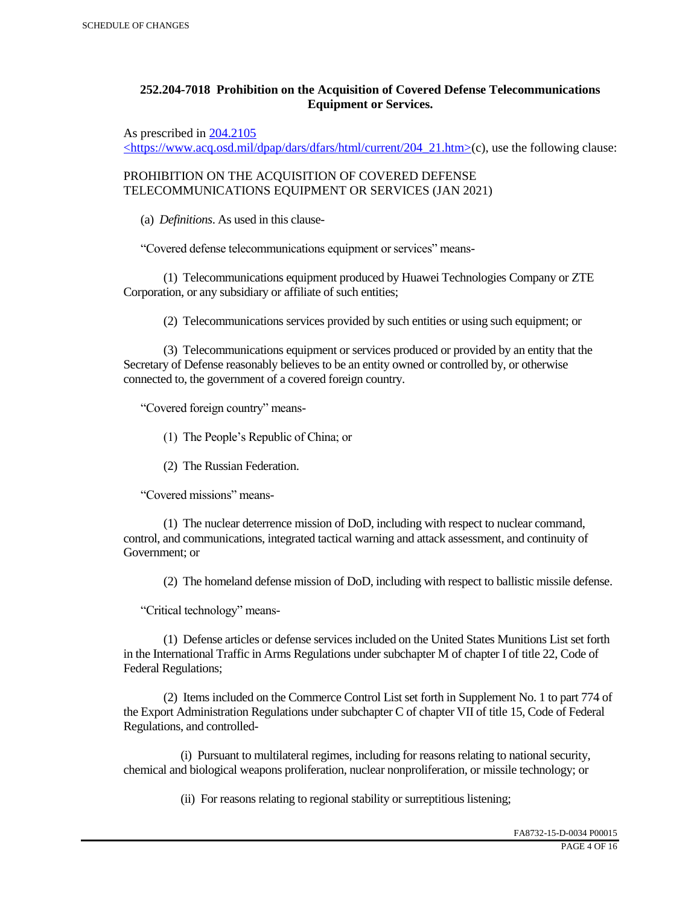## 252.204-7018 Prohibition on the Acquisition of Covered Defense Telecommunications Equipment or Services.

As prescribed in [204.2105 <https://www.acq.osd.mil/dpap/dars/dfars/html/current/204_21.htm>](https://www.acq.osd.mil/dpap/dars/dfars/html/current/204_21.htm)(c), use the following clause:

PROHIBITION ON THE ACQUISITION OF COVERED DEFENSE TELECOMMUNICATIONS EQUIPMENT OR SERVICES (JAN 2021)

(a) *Definitions*. As used in this clause-

"Covered defense telecommunications equipment or services" means-

(1) Telecommunications equipment produced by Huawei Technologies Company or ZTE Corporation, or any subsidiary or affiliate of such entities;

(2) Telecommunications services provided by such entities or using such equipment; or

(3) Telecommunications equipment or services produced or provided by an entity that the Secretary of Defense reasonably believes to be an entity owned or controlled by, or otherwise connected to, the government of a covered foreign country.

"Covered foreign country" means-

(1) The People's Republic of China; or

(2) The Russian Federation.

"Covered missions" means-

(1) The nuclear deterrence mission of DoD, including with respect to nuclear command, control, and communications, integrated tactical warning and attack assessment, and continuity of Government; or

(2) The homeland defense mission of DoD, including with respect to ballistic missile defense.

"Critical technology" means-

(1) Defense articles or defense services included on the United States Munitions List set forth in the International Traffic in Arms Regulations under subchapter M of chapter I of title 22, Code of Federal Regulations;

(2) Items included on the Commerce Control List set forth in Supplement No. 1 to part 774 of the Export Administration Regulations under subchapter C of chapter VII of title 15, Code of Federal Regulations, and controlled-

(i) Pursuant to multilateral regimes, including for reasons relating to national security, chemical and biological weapons proliferation, nuclear nonproliferation, or missile technology; or

(ii) For reasons relating to regional stability or surreptitious listening;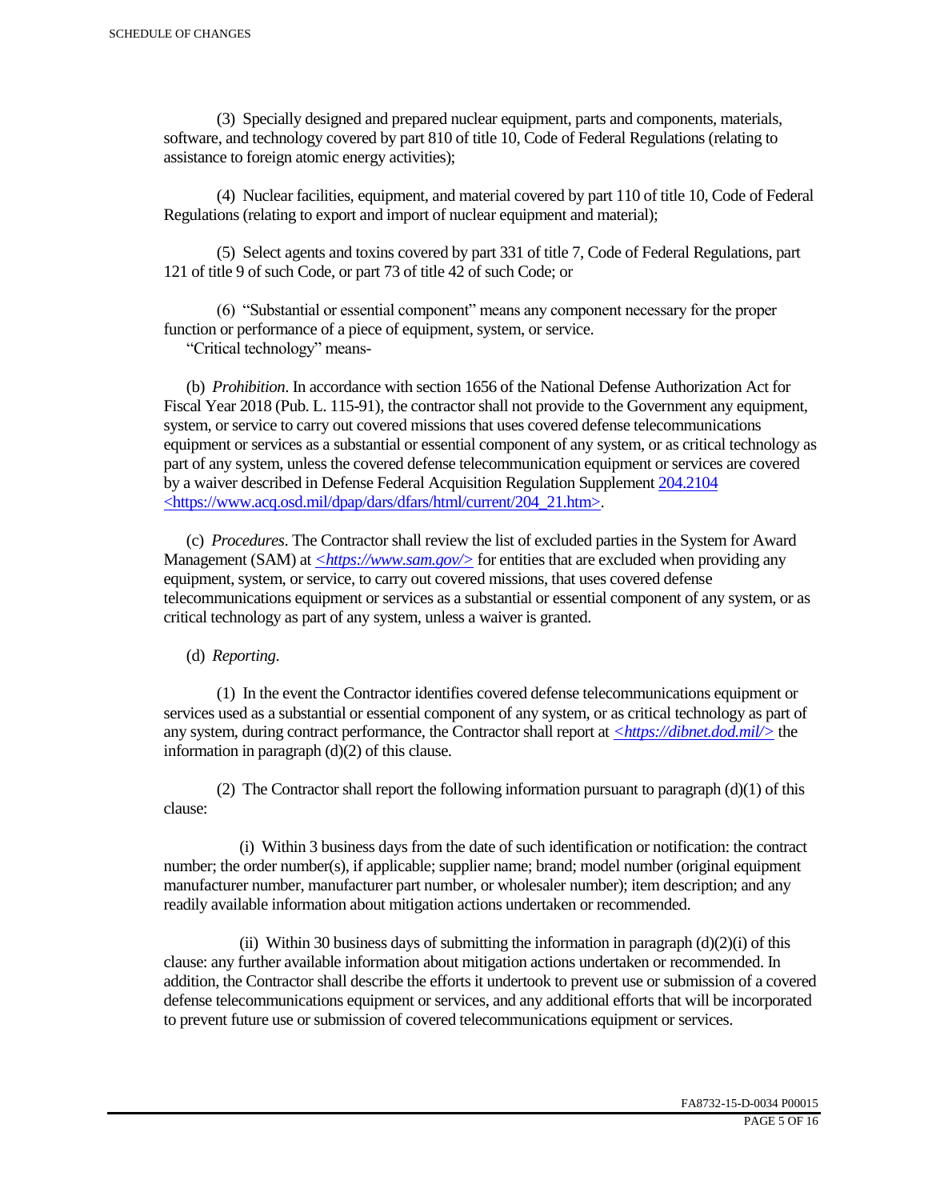(3) Specially designed and prepared nuclear equipment, parts and components, materials, software, and technology covered by part 810 of title 10, Code of Federal Regulations (relating to assistance to foreign atomic energy activities);

(4) Nuclear facilities, equipment, and material covered by part 110 of title 10, Code of Federal Regulations (relating to export and import of nuclear equipment and material);

(5) Select agents and toxins covered by part 331 of title 7, Code of Federal Regulations, part 121 of title 9 of such Code, or part 73 of title 42 of such Code; or

(6) "Substantial or essential component" means any component necessary for the proper function or performance of a piece of equipment, system, or service.

"Critical technology" means-

(b) *Prohibition*. In accordance with section 1656 of the National Defense Authorization Act for Fiscal Year 2018 (Pub. L. 115-91), the contractor shall not provide to the Government any equipment, system, or service to carry out covered missions that uses covered defense telecommunications equipment or services as a substantial or essential component of any system, or as critical technology as part of any system, unless the covered defense telecommunication equipment or services are covered by a waiver described in Defense Federal Acquisition Regulation Supplement [204.2104](https://www.acq.osd.mil/dpap/dars/dfars/html/current/204_21.htm) <https://www.acq.osd.mil/dpap/dars/dfars/html/current/204_21.htm>.

(c) *Procedures*. The Contractor shall review the list of excluded parties in the System for Award Management (SAM) at *<https://www.sam.gov/>* for entities that are excluded when providing any equipment, system, or service, to carry out covered missions, that uses covered defense telecommunications equipment or services as a substantial or essential component of any system, or as critical technology as part of any system, unless a waiver is granted.

(d) *Reporting*.

(1) In the event the Contractor identifies covered defense telecommunications equipment or services used as a substantial or essential component of any system, or as critical technology as part of any system, during contract performance, the Contractor shall report at *<https://dibnet.dod.mil/>* the information in paragraph (d)(2) of this clause.

(2) The Contractor shall report the following information pursuant to paragraph (d)(1) of this clause:

(i) Within 3 business days from the date of such identification or notification: the contract number; the order number(s), if applicable; supplier name; brand; model number (original equipment manufacturer number, manufacturer part number, or wholesaler number); item description; and any readily available information about mitigation actions undertaken or recommended.

(ii) Within 30 business days of submitting the information in paragraph (d)(2)(i) of this clause: any further available information about mitigation actions undertaken or recommended. In addition, the Contractor shall describe the efforts it undertook to prevent use or submission of a covered defense telecommunications equipment or services, and any additional efforts that will be incorporated to prevent future use or submission of covered telecommunications equipment or services.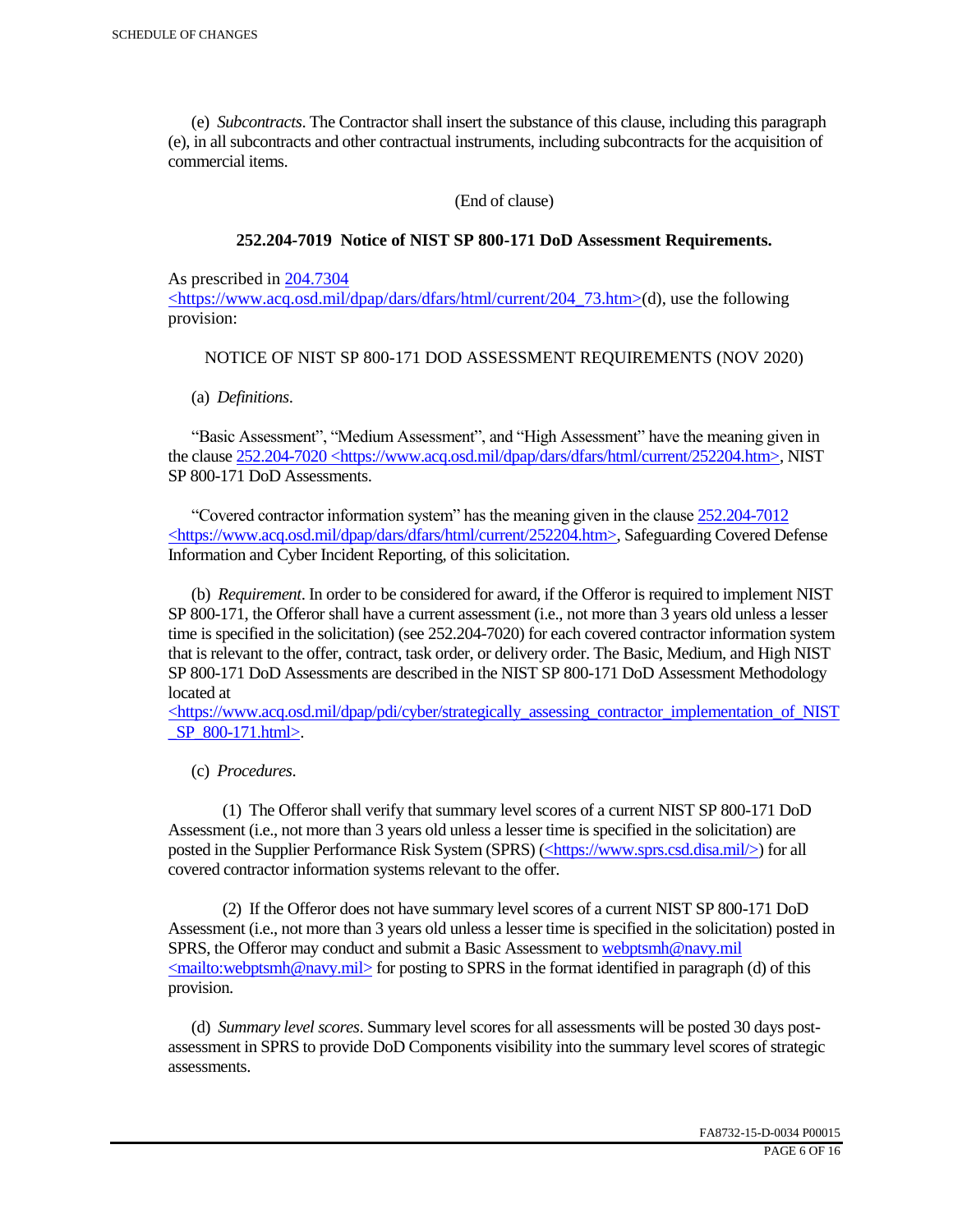(e) *Subcontracts*. The Contractor shall insert the substance of this clause, including this paragraph (e), in all subcontracts and other contractual instruments, including subcontracts for the acquisition of commercial items.

(End of clause)

**252.204-7019 Notice of NIST SP 800-171 DoD Assessment Requirements.**

As prescribed in 204.7304 <https://www.acq.osd.mil/dpap/dars/dfars/html/current/204_73.htm>(d), use the following provision:

NOTICE OF NIST SP 800-171 DOD ASSESSMENT REQUIREMENTS (NOV 2020)

(a) *Definitions*.

"Basic Assessment", "Medium Assessment", and "High Assessment" have the meaning given in the clause 252.204-7020 <https://www.acq.osd.mil/dpap/dars/dfars/html/current/252204.htm>, NIST SP 800-171 DoD Assessments.

"Covered contractor information system" has the meaning given in the clause 252.204-7012 <https://www.acq.osd.mil/dpap/dars/dfars/html/current/252204.htm>, Safeguarding Covered Defense Information and Cyber Incident Reporting, of this solicitation.

(b) *Requirement*. In order to be considered for award, if the Offeror is required to implement NIST SP 800-171, the Offeror shall have a current assessment (i.e., not more than 3 years old unless a lesser time is specified in the solicitation) (see 252.204-7020) for each covered contractor information system that is relevant to the offer, contract, task order, or delivery order. The Basic, Medium, and High NIST SP 800-171 DoD Assessments are described in the NIST SP 800-171 DoD Assessment Methodology located at <https://www.acq.osd.mil/dpap/pdi/cyber/strategically_assessing_contractor_implementation_of_NIST_SP_800-171.html>.

(c) *Procedures*.

(1) The Offeror shall verify that summary level scores of a current NIST SP 800-171 DoD Assessment (i.e., not more than 3 years old unless a lesser time is specified in the solicitation) are posted in the Supplier Performance Risk System (SPRS) (<https://www.sprs.csd.disa.mil/>) for all covered contractor information systems relevant to the offer.

(2) If the Offeror does not have summary level scores of a current NIST SP 800-171 DoD Assessment (i.e., not more than 3 years old unless a lesser time is specified in the solicitation) posted in SPRS, the Offeror may conduct and submit a Basic Assessment to webptsmh@navy.mil <mailto:webptsmh@navy.mil> for posting to SPRS in the format identified in paragraph (d) of this provision.

(d) *Summary level scores*. Summary level scores for all assessments will be posted 30 days post-assessment in SPRS to provide DoD Components visibility into the summary level scores of strategic assessments.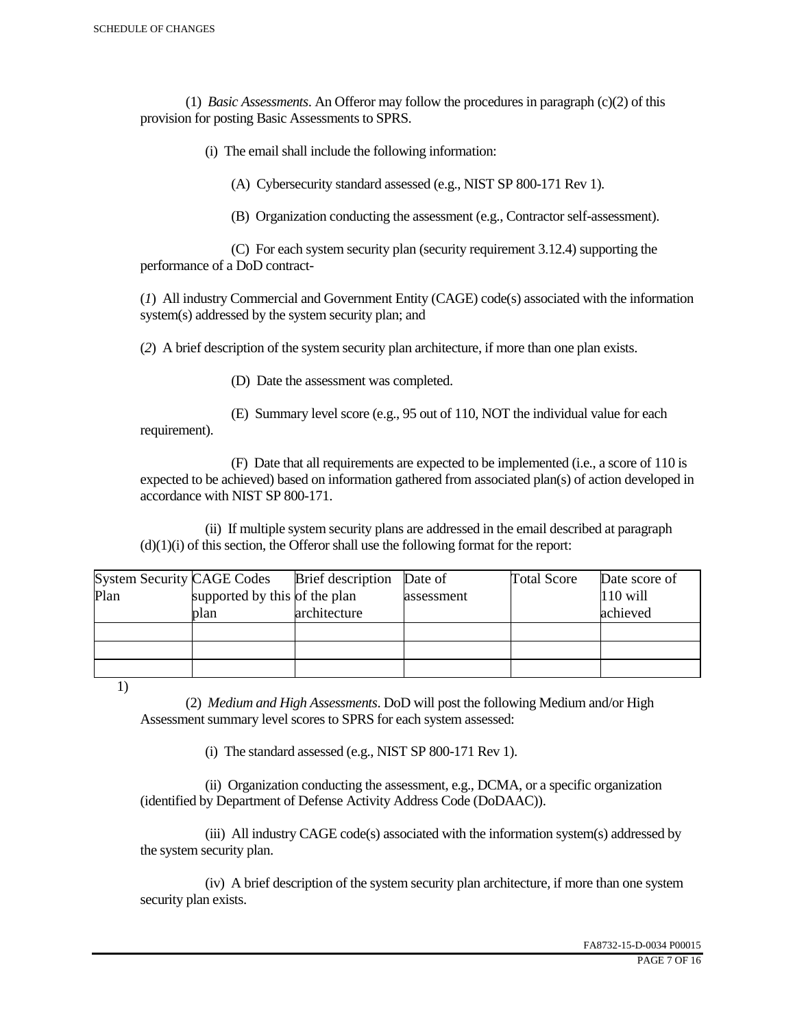(1) *Basic Assessments*. An Offeror may follow the procedures in paragraph (c)(2) of this provision for posting Basic Assessments to SPRS.

(i) The email shall include the following information:

(A) Cybersecurity standard assessed (e.g., NIST SP 800-171 Rev 1).

(B) Organization conducting the assessment (e.g., Contractor self-assessment).

(C) For each system security plan (security requirement 3.12.4) supporting the performance of a DoD contract-

(*1*) All industry Commercial and Government Entity (CAGE) code(s) associated with the information system(s) addressed by the system security plan; and

(*2*) A brief description of the system security plan architecture, if more than one plan exists.

(D) Date the assessment was completed.

(E) Summary level score (e.g., 95 out of 110, NOT the individual value for each requirement).

(F) Date that all requirements are expected to be implemented (i.e., a score of 110 is expected to be achieved) based on information gathered from associated plan(s) of action developed in accordance with NIST SP 800-171.

(ii) If multiple system security plans are addressed in the email described at paragraph (d)(1)(i) of this section, the Offeror shall use the following format for the report:

| System Security Plan | CAGE Codes supported by this plan | Brief description of the plan architecture | Date of assessment | Total Score | Date score of 110 will achieved |
|---|---|---|---|---|---|
| | | | | | |
| | | | | | |
| | | | | | |

1)

(2) *Medium and High Assessments*. DoD will post the following Medium and/or High Assessment summary level scores to SPRS for each system assessed:

(i) The standard assessed (e.g., NIST SP 800-171 Rev 1).

(ii) Organization conducting the assessment, e.g., DCMA, or a specific organization (identified by Department of Defense Activity Address Code (DoDAAC)).

(iii) All industry CAGE code(s) associated with the information system(s) addressed by the system security plan.

(iv) A brief description of the system security plan architecture, if more than one system security plan exists.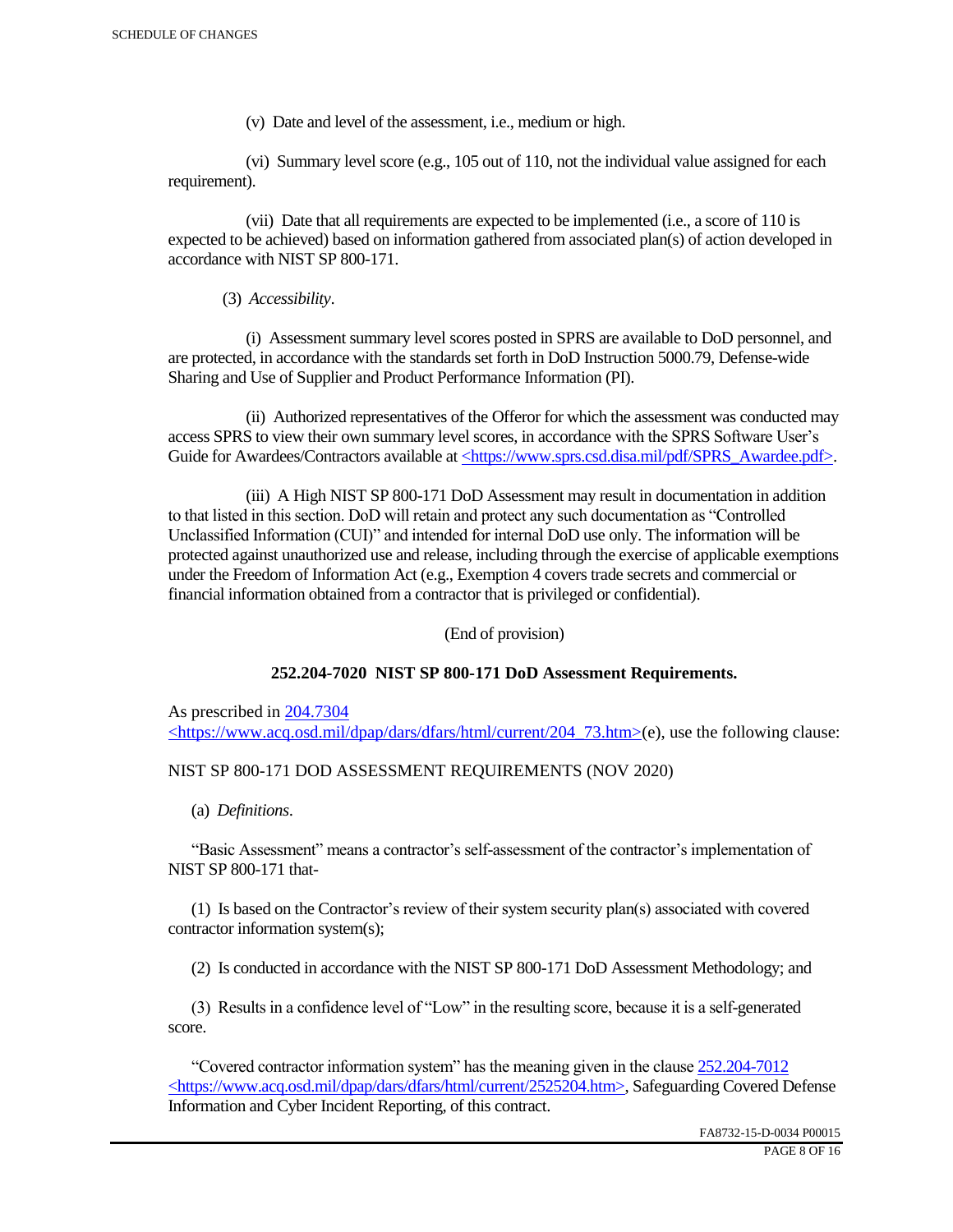(v) Date and level of the assessment, i.e., medium or high.

(vi) Summary level score (e.g., 105 out of 110, not the individual value assigned for each requirement).

(vii) Date that all requirements are expected to be implemented (i.e., a score of 110 is expected to be achieved) based on information gathered from associated plan(s) of action developed in accordance with NIST SP 800-171.

(3) *Accessibility*.

(i) Assessment summary level scores posted in SPRS are available to DoD personnel, and are protected, in accordance with the standards set forth in DoD Instruction 5000.79, Defense-wide Sharing and Use of Supplier and Product Performance Information (PI).

(ii) Authorized representatives of the Offeror for which the assessment was conducted may access SPRS to view their own summary level scores, in accordance with the SPRS Software User's Guide for Awardees/Contractors available at <https://www.sprs.csd.disa.mil/pdf/SPRS_Awardee.pdf>.

(iii) A High NIST SP 800-171 DoD Assessment may result in documentation in addition to that listed in this section. DoD will retain and protect any such documentation as "Controlled Unclassified Information (CUI)" and intended for internal DoD use only. The information will be protected against unauthorized use and release, including through the exercise of applicable exemptions under the Freedom of Information Act (e.g., Exemption 4 covers trade secrets and commercial or financial information obtained from a contractor that is privileged or confidential).

(End of provision)

**252.204-7020 NIST SP 800-171 DoD Assessment Requirements.**

As prescribed in 204.7304 <https://www.acq.osd.mil/dpap/dars/dfars/html/current/204_73.htm>(e), use the following clause:

NIST SP 800-171 DOD ASSESSMENT REQUIREMENTS (NOV 2020)

(a) *Definitions*.

"Basic Assessment" means a contractor's self-assessment of the contractor's implementation of NIST SP 800-171 that-

(1) Is based on the Contractor's review of their system security plan(s) associated with covered contractor information system(s);

(2) Is conducted in accordance with the NIST SP 800-171 DoD Assessment Methodology; and

(3) Results in a confidence level of "Low" in the resulting score, because it is a self-generated score.

"Covered contractor information system" has the meaning given in the clause 252.204-7012 <https://www.acq.osd.mil/dpap/dars/dfars/html/current/2525204.htm>, Safeguarding Covered Defense Information and Cyber Incident Reporting, of this contract.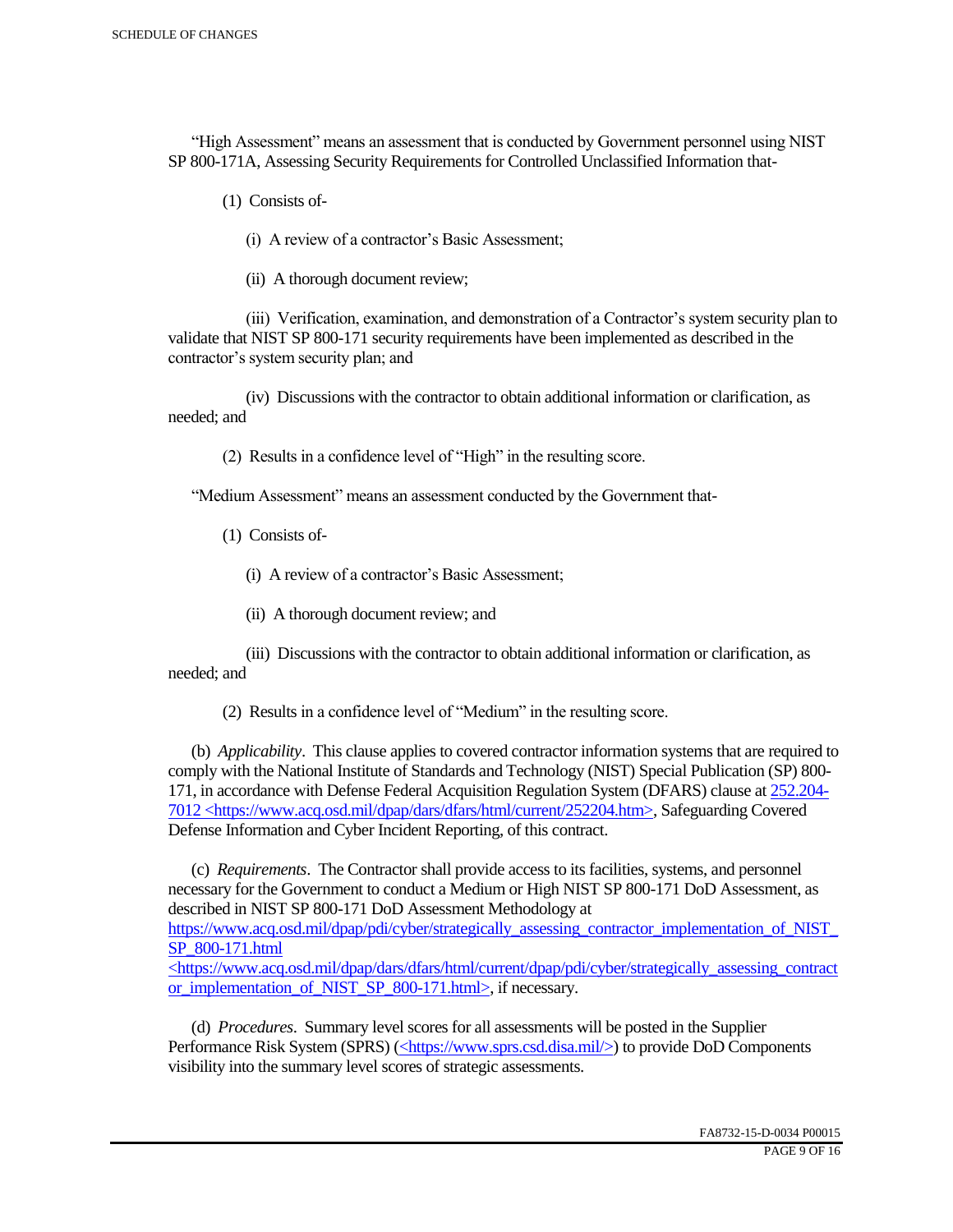"High Assessment" means an assessment that is conducted by Government personnel using NIST SP 800-171A, Assessing Security Requirements for Controlled Unclassified Information that-

(1) Consists of-

(i) A review of a contractor's Basic Assessment;

(ii) A thorough document review;

(iii) Verification, examination, and demonstration of a Contractor's system security plan to validate that NIST SP 800-171 security requirements have been implemented as described in the contractor's system security plan; and

(iv) Discussions with the contractor to obtain additional information or clarification, as needed; and

(2) Results in a confidence level of "High" in the resulting score.

"Medium Assessment" means an assessment conducted by the Government that-

(1) Consists of-

(i) A review of a contractor's Basic Assessment;

(ii) A thorough document review; and

(iii) Discussions with the contractor to obtain additional information or clarification, as needed; and

(2) Results in a confidence level of "Medium" in the resulting score.

(b) *Applicability*. This clause applies to covered contractor information systems that are required to comply with the National Institute of Standards and Technology (NIST) Special Publication (SP) 800-171, in accordance with Defense Federal Acquisition Regulation System (DFARS) clause at 252.204-7012 <https://www.acq.osd.mil/dpap/dars/dfars/html/current/252204.htm>, Safeguarding Covered Defense Information and Cyber Incident Reporting, of this contract.

(c) *Requirements*. The Contractor shall provide access to its facilities, systems, and personnel necessary for the Government to conduct a Medium or High NIST SP 800-171 DoD Assessment, as described in NIST SP 800-171 DoD Assessment Methodology at https://www.acq.osd.mil/dpap/pdi/cyber/strategically_assessing_contractor_implementation_of_NIST_SP_800-171.html <https://www.acq.osd.mil/dpap/dars/dfars/html/current/dpap/pdi/cyber/strategically_assessing_contractor_implementation_of_NIST_SP_800-171.html>, if necessary.

(d) *Procedures*. Summary level scores for all assessments will be posted in the Supplier Performance Risk System (SPRS) (<https://www.sprs.csd.disa.mil/>) to provide DoD Components visibility into the summary level scores of strategic assessments.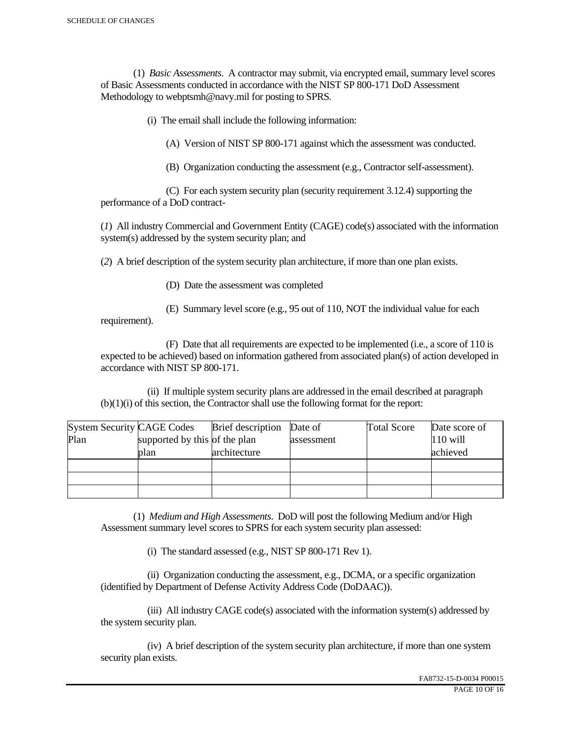(1) *Basic Assessments*. A contractor may submit, via encrypted email, summary level scores of Basic Assessments conducted in accordance with the NIST SP 800-171 DoD Assessment Methodology to webptsmh@navy.mil for posting to SPRS.

(i) The email shall include the following information:

(A) Version of NIST SP 800-171 against which the assessment was conducted.

(B) Organization conducting the assessment (e.g., Contractor self-assessment).

(C) For each system security plan (security requirement 3.12.4) supporting the performance of a DoD contract-

(*1*) All industry Commercial and Government Entity (CAGE) code(s) associated with the information system(s) addressed by the system security plan; and

(*2*) A brief description of the system security plan architecture, if more than one plan exists.

(D) Date the assessment was completed

(E) Summary level score (e.g., 95 out of 110, NOT the individual value for each requirement).

(F) Date that all requirements are expected to be implemented (i.e., a score of 110 is expected to be achieved) based on information gathered from associated plan(s) of action developed in accordance with NIST SP 800-171.

(ii) If multiple system security plans are addressed in the email described at paragraph (b)(1)(i) of this section, the Contractor shall use the following format for the report:

| System Security Plan | CAGE Codes supported by this plan | Brief description of the plan architecture | Date of assessment | Total Score | Date score of 110 will achieved |
|---|---|---|---|---|---|
| | | | | | |
| | | | | | |
| | | | | | |

(1) *Medium and High Assessments*. DoD will post the following Medium and/or High Assessment summary level scores to SPRS for each system security plan assessed:

(i) The standard assessed (e.g., NIST SP 800-171 Rev 1).

(ii) Organization conducting the assessment, e.g., DCMA, or a specific organization (identified by Department of Defense Activity Address Code (DoDAAC)).

(iii) All industry CAGE code(s) associated with the information system(s) addressed by the system security plan.

(iv) A brief description of the system security plan architecture, if more than one system security plan exists.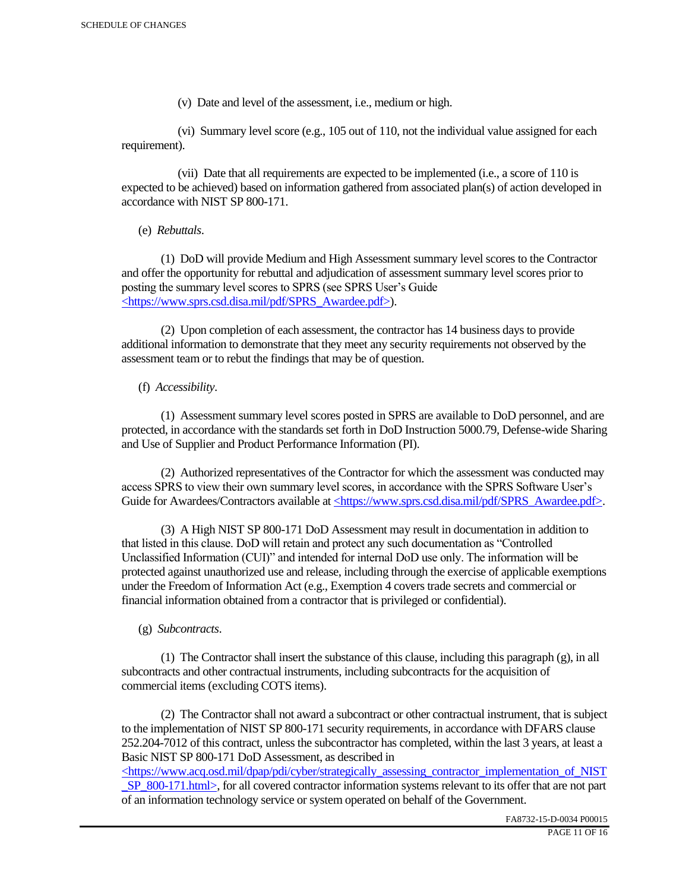(v) Date and level of the assessment, i.e., medium or high.

(vi) Summary level score (e.g., 105 out of 110, not the individual value assigned for each requirement).

(vii) Date that all requirements are expected to be implemented (i.e., a score of 110 is expected to be achieved) based on information gathered from associated plan(s) of action developed in accordance with NIST SP 800-171.

(e) *Rebuttals*.

(1) DoD will provide Medium and High Assessment summary level scores to the Contractor and offer the opportunity for rebuttal and adjudication of assessment summary level scores prior to posting the summary level scores to SPRS (see SPRS User's Guide <https://www.sprs.csd.disa.mil/pdf/SPRS_Awardee.pdf>).

(2) Upon completion of each assessment, the contractor has 14 business days to provide additional information to demonstrate that they meet any security requirements not observed by the assessment team or to rebut the findings that may be of question.

(f) *Accessibility*.

(1) Assessment summary level scores posted in SPRS are available to DoD personnel, and are protected, in accordance with the standards set forth in DoD Instruction 5000.79, Defense-wide Sharing and Use of Supplier and Product Performance Information (PI).

(2) Authorized representatives of the Contractor for which the assessment was conducted may access SPRS to view their own summary level scores, in accordance with the SPRS Software User's Guide for Awardees/Contractors available at <https://www.sprs.csd.disa.mil/pdf/SPRS_Awardee.pdf>.

(3) A High NIST SP 800-171 DoD Assessment may result in documentation in addition to that listed in this clause. DoD will retain and protect any such documentation as "Controlled Unclassified Information (CUI)" and intended for internal DoD use only. The information will be protected against unauthorized use and release, including through the exercise of applicable exemptions under the Freedom of Information Act (e.g., Exemption 4 covers trade secrets and commercial or financial information obtained from a contractor that is privileged or confidential).

(g) *Subcontracts*.

(1) The Contractor shall insert the substance of this clause, including this paragraph (g), in all subcontracts and other contractual instruments, including subcontracts for the acquisition of commercial items (excluding COTS items).

(2) The Contractor shall not award a subcontract or other contractual instrument, that is subject to the implementation of NIST SP 800-171 security requirements, in accordance with DFARS clause 252.204-7012 of this contract, unless the subcontractor has completed, within the last 3 years, at least a Basic NIST SP 800-171 DoD Assessment, as described in <https://www.acq.osd.mil/dpap/pdi/cyber/strategically_assessing_contractor_implementation_of_NIST_SP_800-171.html>, for all covered contractor information systems relevant to its offer that are not part of an information technology service or system operated on behalf of the Government.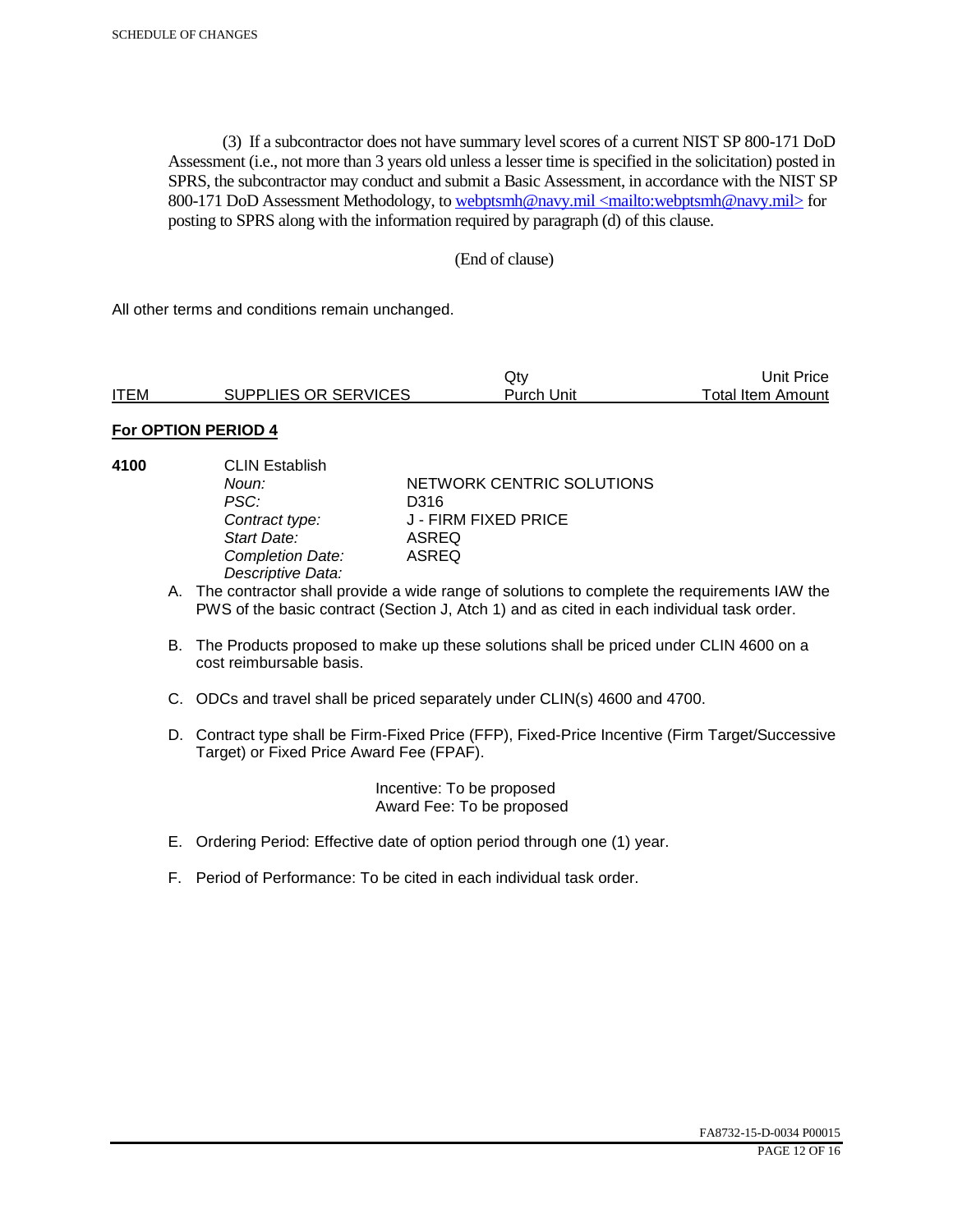(3) If a subcontractor does not have summary level scores of a current NIST SP 800-171 DoD Assessment (i.e., not more than 3 years old unless a lesser time is specified in the solicitation) posted in SPRS, the subcontractor may conduct and submit a Basic Assessment, in accordance with the NIST SP 800-171 DoD Assessment Methodology, to webptsmh@navy.mil <mailto:webptsmh@navy.mil> for posting to SPRS along with the information required by paragraph (d) of this clause.

(End of clause)

All other terms and conditions remain unchanged.

| ITEM | SUPPLIES OR SERVICES | Qty<br>Purch Unit | Unit Price<br>Total Item Amount |
|---|---|---|---|

**For OPTION PERIOD 4**

**4100** CLIN Establish

| | |
|---|---|
| *Noun:* | NETWORK CENTRIC SOLUTIONS |
| *PSC:* | D316 |
| *Contract type:* | J - FIRM FIXED PRICE |
| *Start Date:* | ASREQ |
| *Completion Date:* | ASREQ |
| *Descriptive Data:* | |

A. The contractor shall provide a wide range of solutions to complete the requirements IAW the PWS of the basic contract (Section J, Atch 1) and as cited in each individual task order.

B. The Products proposed to make up these solutions shall be priced under CLIN 4600 on a cost reimbursable basis.

C. ODCs and travel shall be priced separately under CLIN(s) 4600 and 4700.

D. Contract type shall be Firm-Fixed Price (FFP), Fixed-Price Incentive (Firm Target/Successive Target) or Fixed Price Award Fee (FPAF).

Incentive: To be proposed
Award Fee: To be proposed

E. Ordering Period: Effective date of option period through one (1) year.

F. Period of Performance: To be cited in each individual task order.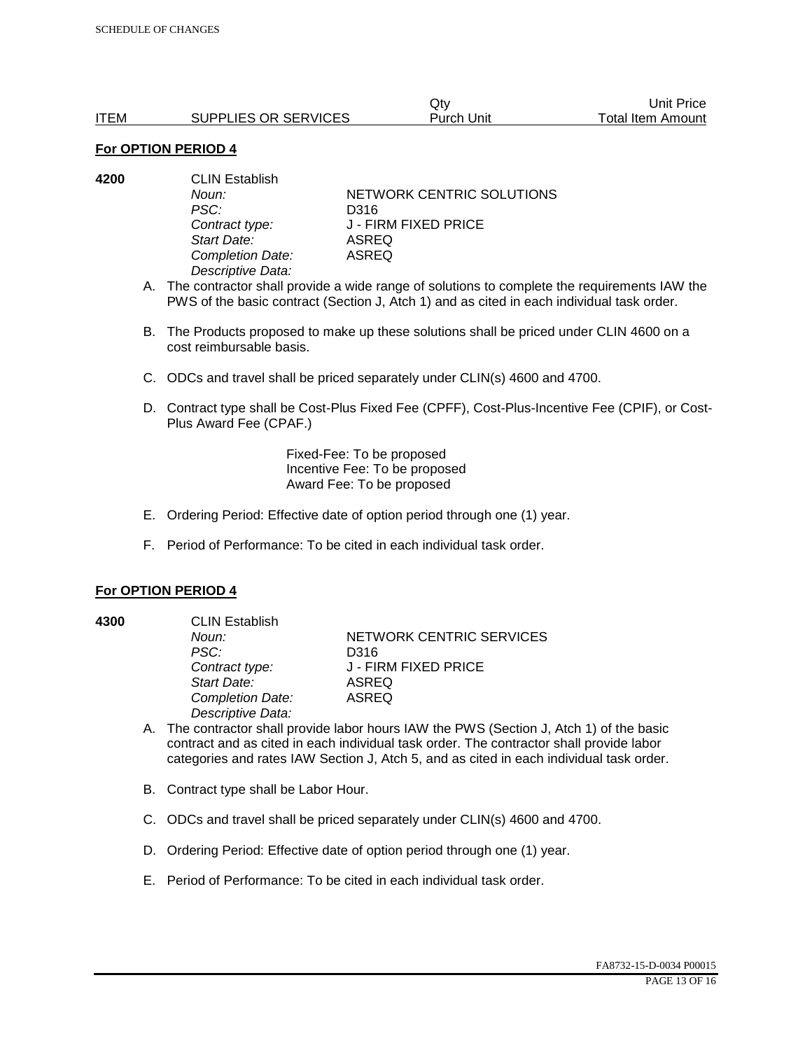| ITEM | SUPPLIES OR SERVICES | Qty<br>Purch Unit | Unit Price<br>Total Item Amount |
|---|---|---|---|

**For OPTION PERIOD 4**

**4200** CLIN Establish

*Noun:* NETWORK CENTRIC SOLUTIONS
*PSC:* D316
*Contract type:* J - FIRM FIXED PRICE
*Start Date:* ASREQ
*Completion Date:* ASREQ
*Descriptive Data:*

A. The contractor shall provide a wide range of solutions to complete the requirements IAW the PWS of the basic contract (Section J, Atch 1) and as cited in each individual task order.

B. The Products proposed to make up these solutions shall be priced under CLIN 4600 on a cost reimbursable basis.

C. ODCs and travel shall be priced separately under CLIN(s) 4600 and 4700.

D. Contract type shall be Cost-Plus Fixed Fee (CPFF), Cost-Plus-Incentive Fee (CPIF), or Cost-Plus Award Fee (CPAF.)

Fixed-Fee: To be proposed
Incentive Fee: To be proposed
Award Fee: To be proposed

E. Ordering Period: Effective date of option period through one (1) year.

F. Period of Performance: To be cited in each individual task order.

**For OPTION PERIOD 4**

**4300** CLIN Establish

*Noun:* NETWORK CENTRIC SERVICES
*PSC:* D316
*Contract type:* J - FIRM FIXED PRICE
*Start Date:* ASREQ
*Completion Date:* ASREQ
*Descriptive Data:*

A. The contractor shall provide labor hours IAW the PWS (Section J, Atch 1) of the basic contract and as cited in each individual task order. The contractor shall provide labor categories and rates IAW Section J, Atch 5, and as cited in each individual task order.

B. Contract type shall be Labor Hour.

C. ODCs and travel shall be priced separately under CLIN(s) 4600 and 4700.

D. Ordering Period: Effective date of option period through one (1) year.

E. Period of Performance: To be cited in each individual task order.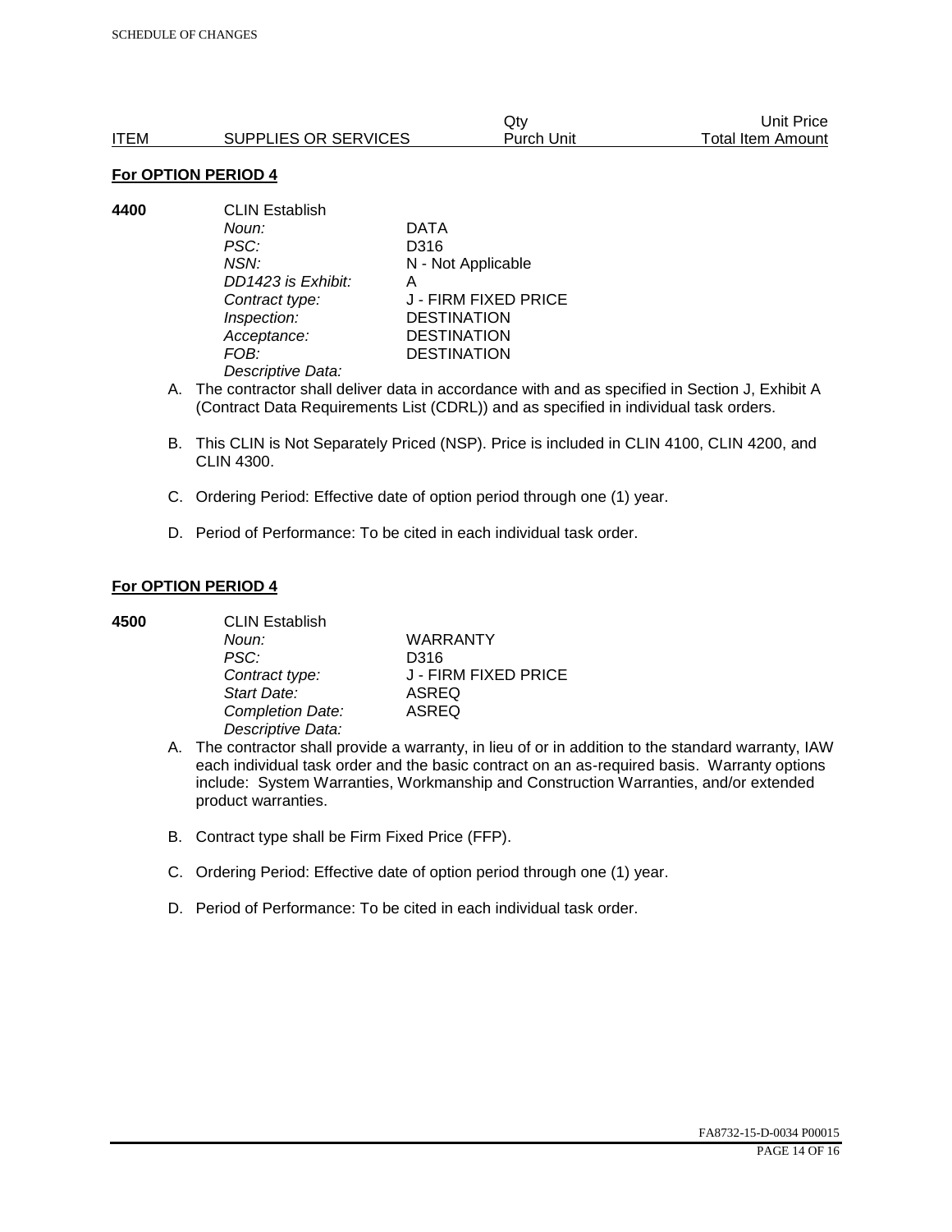| ITEM | SUPPLIES OR SERVICES | Qty Purch Unit | Unit Price Total Item Amount |
|---|---|---|---|

**For OPTION PERIOD 4**

**4400** CLIN Establish

| | |
|---|---|
| *Noun:* | DATA |
| *PSC:* | D316 |
| *NSN:* | N - Not Applicable |
| *DD1423 is Exhibit:* | A |
| *Contract type:* | J - FIRM FIXED PRICE |
| *Inspection:* | DESTINATION |
| *Acceptance:* | DESTINATION |
| *FOB:* | DESTINATION |

*Descriptive Data:*

A. The contractor shall deliver data in accordance with and as specified in Section J, Exhibit A (Contract Data Requirements List (CDRL)) and as specified in individual task orders.

B. This CLIN is Not Separately Priced (NSP). Price is included in CLIN 4100, CLIN 4200, and CLIN 4300.

C. Ordering Period: Effective date of option period through one (1) year.

D. Period of Performance: To be cited in each individual task order.

**For OPTION PERIOD 4**

**4500** CLIN Establish

| | |
|---|---|
| *Noun:* | WARRANTY |
| *PSC:* | D316 |
| *Contract type:* | J - FIRM FIXED PRICE |
| *Start Date:* | ASREQ |
| *Completion Date:* | ASREQ |

*Descriptive Data:*

A. The contractor shall provide a warranty, in lieu of or in addition to the standard warranty, IAW each individual task order and the basic contract on an as-required basis. Warranty options include: System Warranties, Workmanship and Construction Warranties, and/or extended product warranties.

B. Contract type shall be Firm Fixed Price (FFP).

C. Ordering Period: Effective date of option period through one (1) year.

D. Period of Performance: To be cited in each individual task order.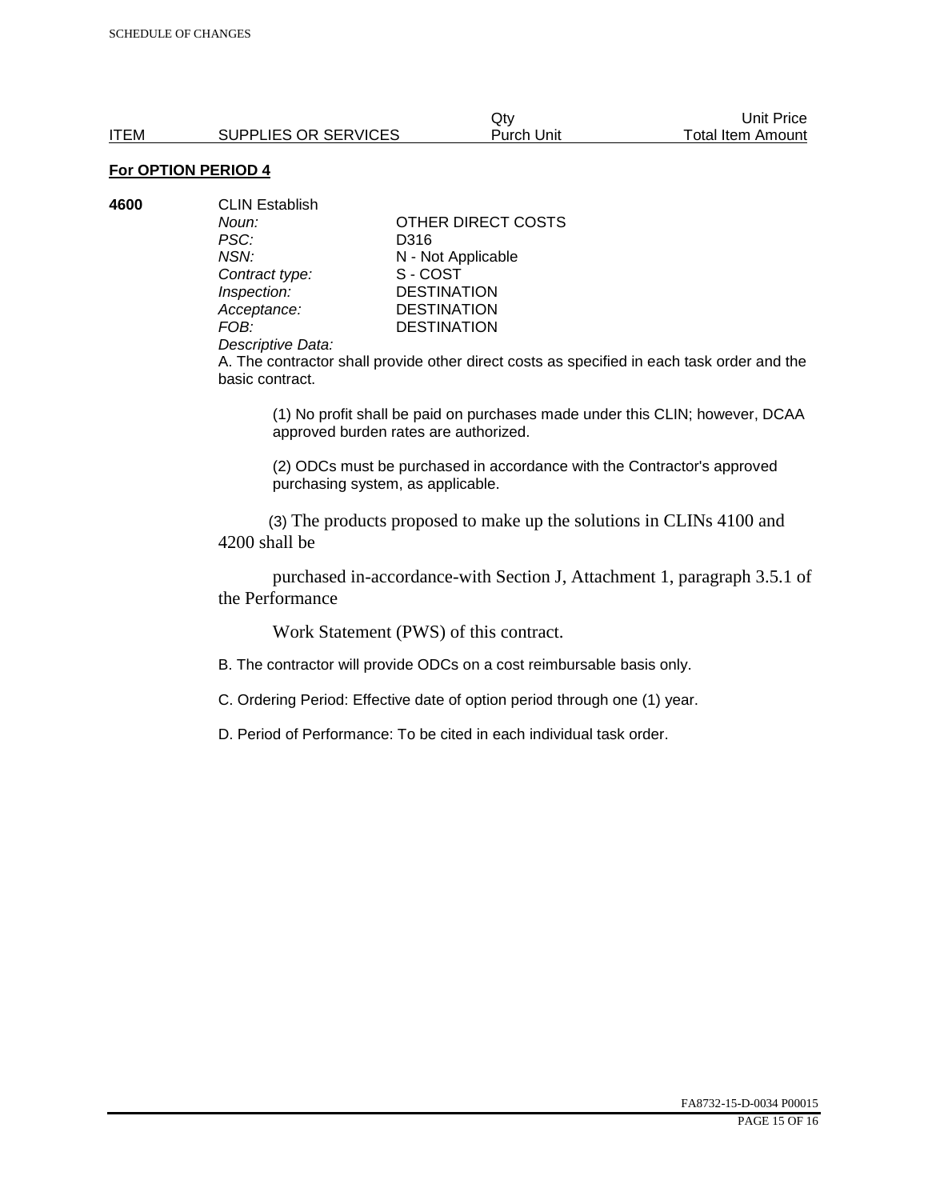| ITEM | SUPPLIES OR SERVICES | Qty<br>Purch Unit | Unit Price<br>Total Item Amount |
|---|---|---|---|

**For OPTION PERIOD 4**

**4600** CLIN Establish

*Noun:* OTHER DIRECT COSTS
*PSC:* D316
*NSN:* N - Not Applicable
*Contract type:* S - COST
*Inspection:* DESTINATION
*Acceptance:* DESTINATION
*FOB:* DESTINATION
*Descriptive Data:*

A. The contractor shall provide other direct costs as specified in each task order and the basic contract.

(1) No profit shall be paid on purchases made under this CLIN; however, DCAA approved burden rates are authorized.

(2) ODCs must be purchased in accordance with the Contractor's approved purchasing system, as applicable.

(3) The products proposed to make up the solutions in CLINs 4100 and 4200 shall be

purchased in-accordance-with Section J, Attachment 1, paragraph 3.5.1 of the Performance

Work Statement (PWS) of this contract.

B. The contractor will provide ODCs on a cost reimbursable basis only.

C. Ordering Period: Effective date of option period through one (1) year.

D. Period of Performance: To be cited in each individual task order.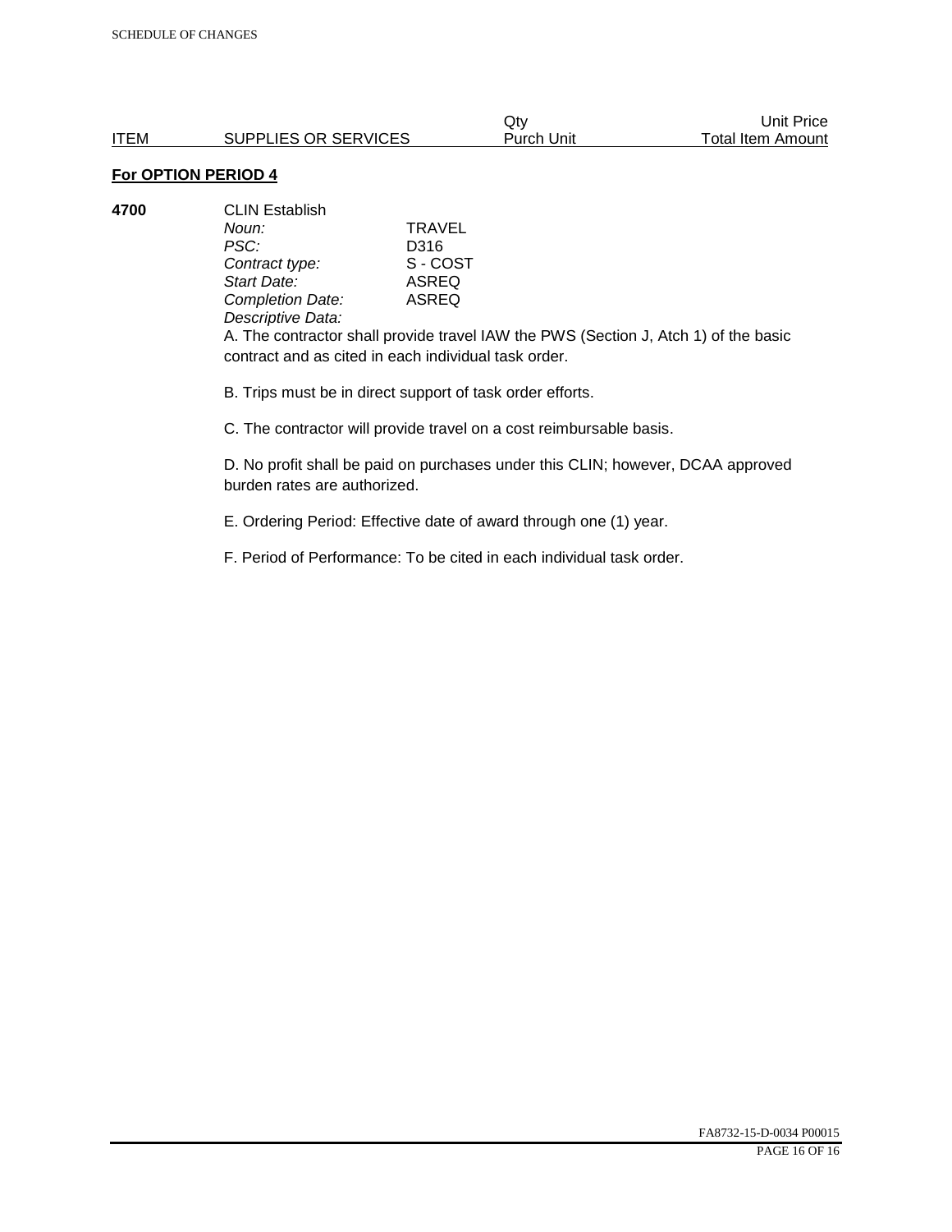| ITEM | SUPPLIES OR SERVICES | Qty Purch Unit | Unit Price Total Item Amount |
|---|---|---|---|

**For OPTION PERIOD 4**

**4700** CLIN Establish

| | |
|---|---|
| *Noun:* | TRAVEL |
| *PSC:* | D316 |
| *Contract type:* | S - COST |
| *Start Date:* | ASREQ |
| *Completion Date:* | ASREQ |
| *Descriptive Data:* | |

A. The contractor shall provide travel IAW the PWS (Section J, Atch 1) of the basic contract and as cited in each individual task order.

B. Trips must be in direct support of task order efforts.

C. The contractor will provide travel on a cost reimbursable basis.

D. No profit shall be paid on purchases under this CLIN; however, DCAA approved burden rates are authorized.

E. Ordering Period: Effective date of award through one (1) year.

F. Period of Performance: To be cited in each individual task order.